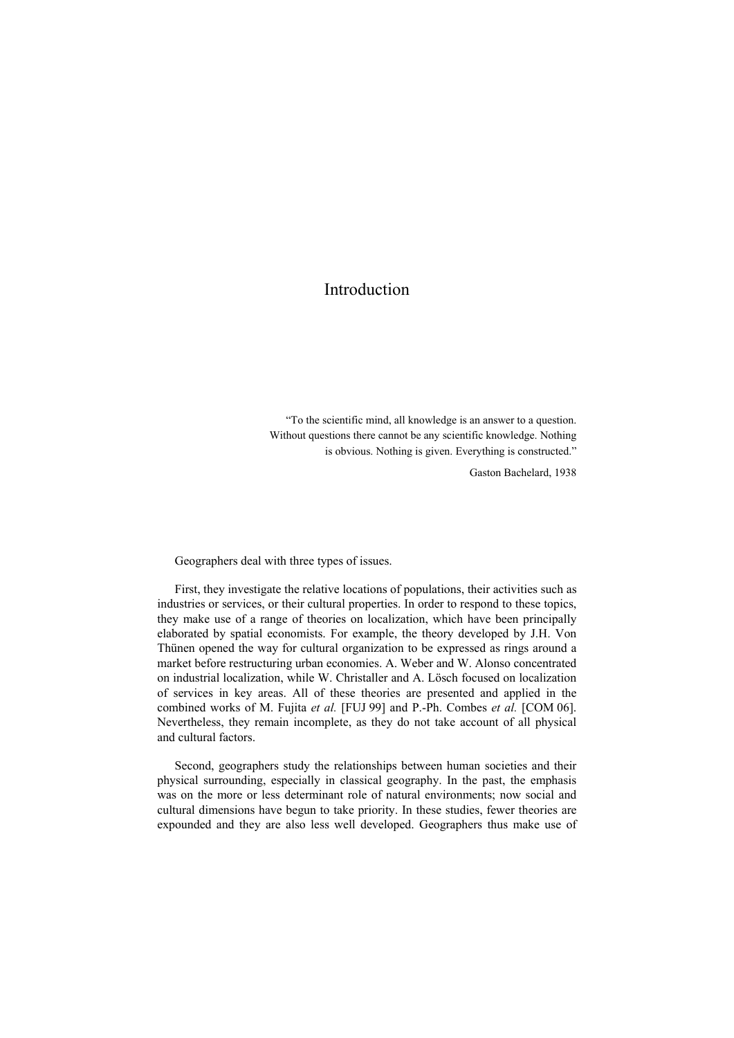# Introduction

> "To the scientific mind, all knowledge is an answer to a question. Without questions there cannot be any scientific knowledge. Nothing is obvious. Nothing is given. Everything is constructed."
>
> Gaston Bachelard, 1938

Geographers deal with three types of issues.

First, they investigate the relative locations of populations, their activities such as industries or services, or their cultural properties. In order to respond to these topics, they make use of a range of theories on localization, which have been principally elaborated by spatial economists. For example, the theory developed by J.H. Von Thünen opened the way for cultural organization to be expressed as rings around a market before restructuring urban economies. A. Weber and W. Alonso concentrated on industrial localization, while W. Christaller and A. Lösch focused on localization of services in key areas. All of these theories are presented and applied in the combined works of M. Fujita *et al.* [FUJ 99] and P.-Ph. Combes *et al.* [COM 06]. Nevertheless, they remain incomplete, as they do not take account of all physical and cultural factors.

Second, geographers study the relationships between human societies and their physical surrounding, especially in classical geography. In the past, the emphasis was on the more or less determinant role of natural environments; now social and cultural dimensions have begun to take priority. In these studies, fewer theories are expounded and they are also less well developed. Geographers thus make use of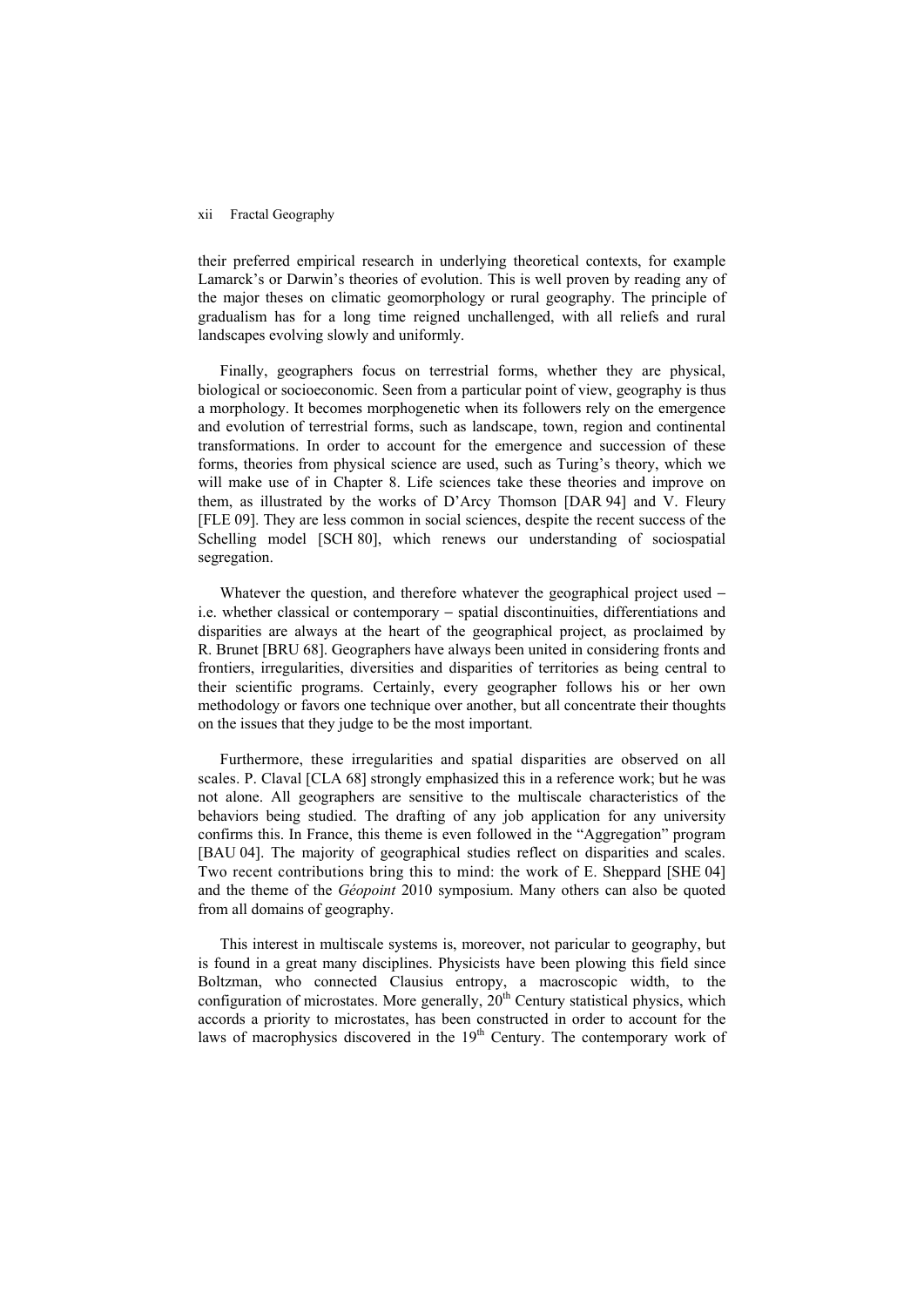their preferred empirical research in underlying theoretical contexts, for example Lamarck's or Darwin's theories of evolution. This is well proven by reading any of the major theses on climatic geomorphology or rural geography. The principle of gradualism has for a long time reigned unchallenged, with all reliefs and rural landscapes evolving slowly and uniformly.

Finally, geographers focus on terrestrial forms, whether they are physical, biological or socioeconomic. Seen from a particular point of view, geography is thus a morphology. It becomes morphogenetic when its followers rely on the emergence and evolution of terrestrial forms, such as landscape, town, region and continental transformations. In order to account for the emergence and succession of these forms, theories from physical science are used, such as Turing's theory, which we will make use of in Chapter 8. Life sciences take these theories and improve on them, as illustrated by the works of D'Arcy Thomson [DAR 94] and V. Fleury [FLE 09]. They are less common in social sciences, despite the recent success of the Schelling model [SCH 80], which renews our understanding of sociospatial segregation.

Whatever the question, and therefore whatever the geographical project used – i.e. whether classical or contemporary – spatial discontinuities, differentiations and disparities are always at the heart of the geographical project, as proclaimed by R. Brunet [BRU 68]. Geographers have always been united in considering fronts and frontiers, irregularities, diversities and disparities of territories as being central to their scientific programs. Certainly, every geographer follows his or her own methodology or favors one technique over another, but all concentrate their thoughts on the issues that they judge to be the most important.

Furthermore, these irregularities and spatial disparities are observed on all scales. P. Claval [CLA 68] strongly emphasized this in a reference work; but he was not alone. All geographers are sensitive to the multiscale characteristics of the behaviors being studied. The drafting of any job application for any university confirms this. In France, this theme is even followed in the "Aggregation" program [BAU 04]. The majority of geographical studies reflect on disparities and scales. Two recent contributions bring this to mind: the work of E. Sheppard [SHE 04] and the theme of the *Géopoint* 2010 symposium. Many others can also be quoted from all domains of geography.

This interest in multiscale systems is, moreover, not paricular to geography, but is found in a great many disciplines. Physicists have been plowing this field since Boltzman, who connected Clausius entropy, a macroscopic width, to the configuration of microstates. More generally, 20th Century statistical physics, which accords a priority to microstates, has been constructed in order to account for the laws of macrophysics discovered in the 19th Century. The contemporary work of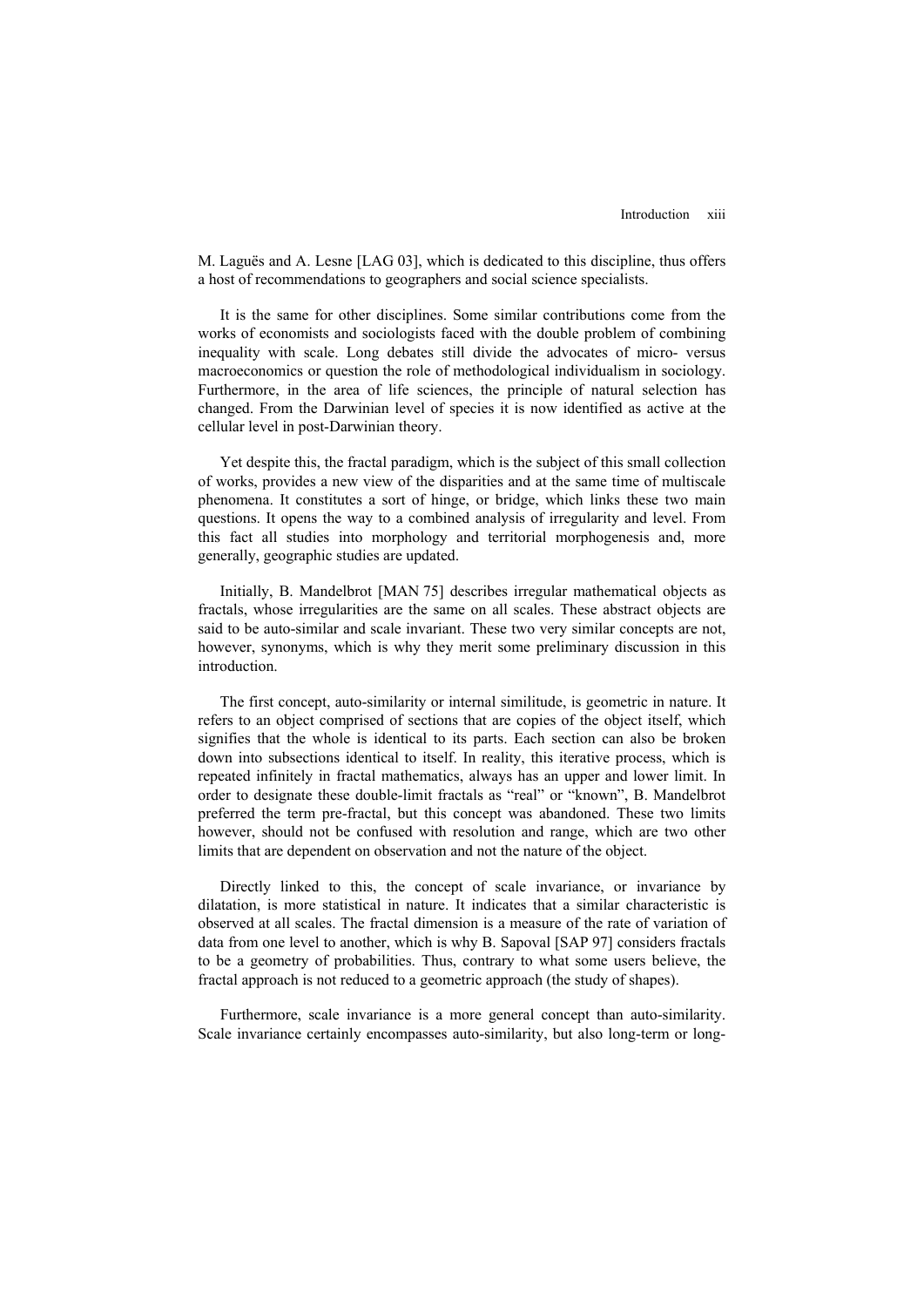M. Laguës and A. Lesne [LAG 03], which is dedicated to this discipline, thus offers a host of recommendations to geographers and social science specialists.

It is the same for other disciplines. Some similar contributions come from the works of economists and sociologists faced with the double problem of combining inequality with scale. Long debates still divide the advocates of micro- versus macroeconomics or question the role of methodological individualism in sociology. Furthermore, in the area of life sciences, the principle of natural selection has changed. From the Darwinian level of species it is now identified as active at the cellular level in post-Darwinian theory.

Yet despite this, the fractal paradigm, which is the subject of this small collection of works, provides a new view of the disparities and at the same time of multiscale phenomena. It constitutes a sort of hinge, or bridge, which links these two main questions. It opens the way to a combined analysis of irregularity and level. From this fact all studies into morphology and territorial morphogenesis and, more generally, geographic studies are updated.

Initially, B. Mandelbrot [MAN 75] describes irregular mathematical objects as fractals, whose irregularities are the same on all scales. These abstract objects are said to be auto-similar and scale invariant. These two very similar concepts are not, however, synonyms, which is why they merit some preliminary discussion in this introduction.

The first concept, auto-similarity or internal similitude, is geometric in nature. It refers to an object comprised of sections that are copies of the object itself, which signifies that the whole is identical to its parts. Each section can also be broken down into subsections identical to itself. In reality, this iterative process, which is repeated infinitely in fractal mathematics, always has an upper and lower limit. In order to designate these double-limit fractals as "real" or "known", B. Mandelbrot preferred the term pre-fractal, but this concept was abandoned. These two limits however, should not be confused with resolution and range, which are two other limits that are dependent on observation and not the nature of the object.

Directly linked to this, the concept of scale invariance, or invariance by dilatation, is more statistical in nature. It indicates that a similar characteristic is observed at all scales. The fractal dimension is a measure of the rate of variation of data from one level to another, which is why B. Sapoval [SAP 97] considers fractals to be a geometry of probabilities. Thus, contrary to what some users believe, the fractal approach is not reduced to a geometric approach (the study of shapes).

Furthermore, scale invariance is a more general concept than auto-similarity. Scale invariance certainly encompasses auto-similarity, but also long-term or long-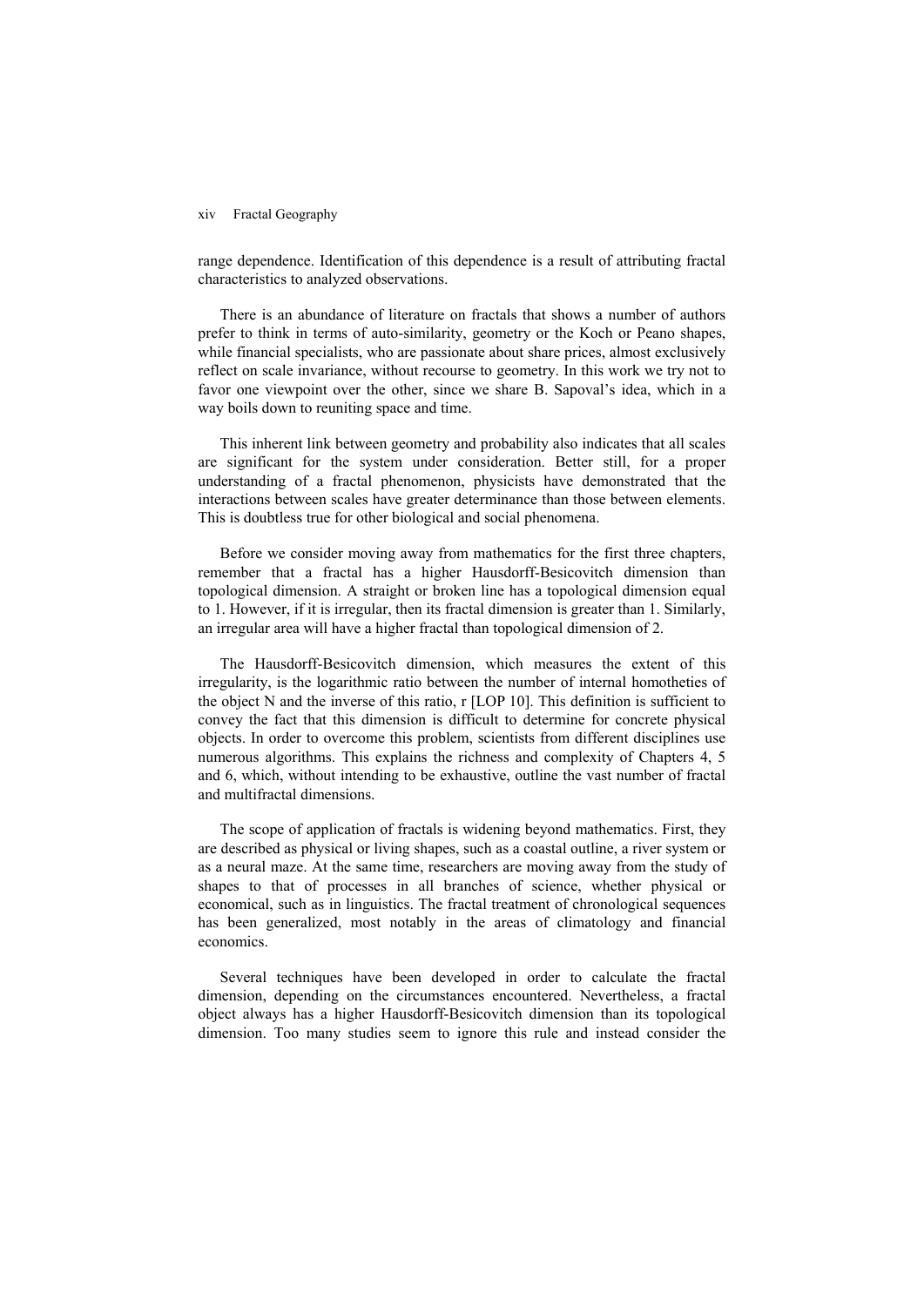range dependence. Identification of this dependence is a result of attributing fractal characteristics to analyzed observations.

There is an abundance of literature on fractals that shows a number of authors prefer to think in terms of auto-similarity, geometry or the Koch or Peano shapes, while financial specialists, who are passionate about share prices, almost exclusively reflect on scale invariance, without recourse to geometry. In this work we try not to favor one viewpoint over the other, since we share B. Sapoval's idea, which in a way boils down to reuniting space and time.

This inherent link between geometry and probability also indicates that all scales are significant for the system under consideration. Better still, for a proper understanding of a fractal phenomenon, physicists have demonstrated that the interactions between scales have greater determinance than those between elements. This is doubtless true for other biological and social phenomena.

Before we consider moving away from mathematics for the first three chapters, remember that a fractal has a higher Hausdorff-Besicovitch dimension than topological dimension. A straight or broken line has a topological dimension equal to 1. However, if it is irregular, then its fractal dimension is greater than 1. Similarly, an irregular area will have a higher fractal than topological dimension of 2.

The Hausdorff-Besicovitch dimension, which measures the extent of this irregularity, is the logarithmic ratio between the number of internal homotheties of the object N and the inverse of this ratio, r [LOP 10]. This definition is sufficient to convey the fact that this dimension is difficult to determine for concrete physical objects. In order to overcome this problem, scientists from different disciplines use numerous algorithms. This explains the richness and complexity of Chapters 4, 5 and 6, which, without intending to be exhaustive, outline the vast number of fractal and multifractal dimensions.

The scope of application of fractals is widening beyond mathematics. First, they are described as physical or living shapes, such as a coastal outline, a river system or as a neural maze. At the same time, researchers are moving away from the study of shapes to that of processes in all branches of science, whether physical or economical, such as in linguistics. The fractal treatment of chronological sequences has been generalized, most notably in the areas of climatology and financial economics.

Several techniques have been developed in order to calculate the fractal dimension, depending on the circumstances encountered. Nevertheless, a fractal object always has a higher Hausdorff-Besicovitch dimension than its topological dimension. Too many studies seem to ignore this rule and instead consider the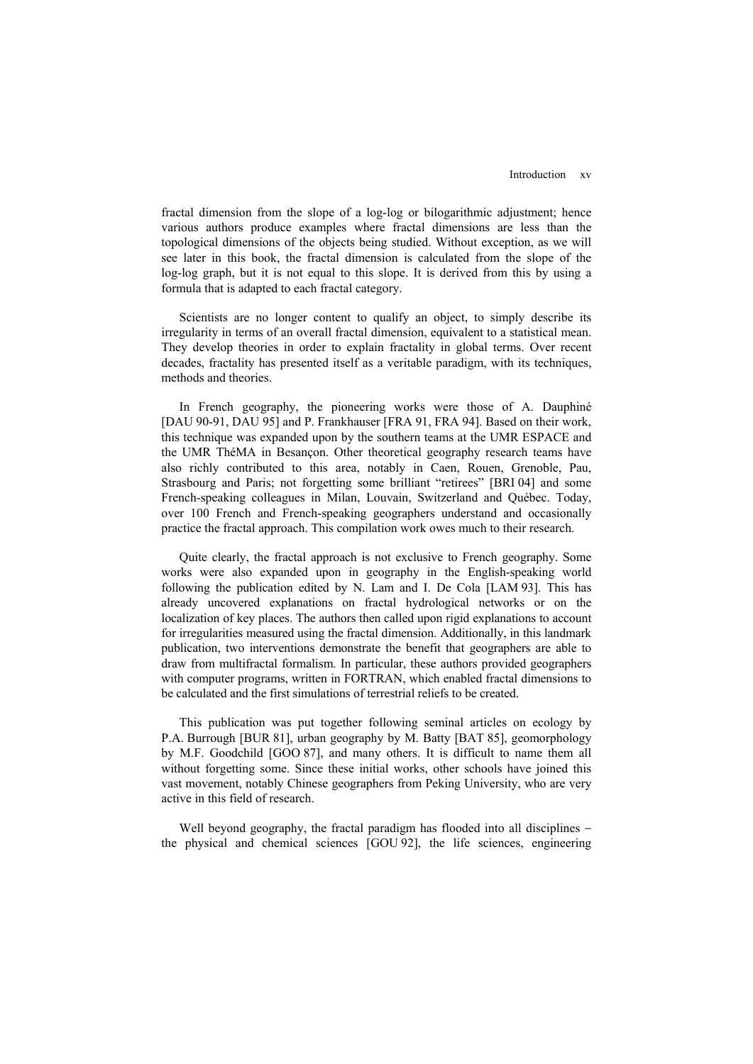fractal dimension from the slope of a log-log or bilogarithmic adjustment; hence various authors produce examples where fractal dimensions are less than the topological dimensions of the objects being studied. Without exception, as we will see later in this book, the fractal dimension is calculated from the slope of the log-log graph, but it is not equal to this slope. It is derived from this by using a formula that is adapted to each fractal category.

Scientists are no longer content to qualify an object, to simply describe its irregularity in terms of an overall fractal dimension, equivalent to a statistical mean. They develop theories in order to explain fractality in global terms. Over recent decades, fractality has presented itself as a veritable paradigm, with its techniques, methods and theories.

In French geography, the pioneering works were those of A. Dauphiné [DAU 90-91, DAU 95] and P. Frankhauser [FRA 91, FRA 94]. Based on their work, this technique was expanded upon by the southern teams at the UMR ESPACE and the UMR ThéMA in Besançon. Other theoretical geography research teams have also richly contributed to this area, notably in Caen, Rouen, Grenoble, Pau, Strasbourg and Paris; not forgetting some brilliant "retirees" [BRI 04] and some French-speaking colleagues in Milan, Louvain, Switzerland and Québec. Today, over 100 French and French-speaking geographers understand and occasionally practice the fractal approach. This compilation work owes much to their research.

Quite clearly, the fractal approach is not exclusive to French geography. Some works were also expanded upon in geography in the English-speaking world following the publication edited by N. Lam and I. De Cola [LAM 93]. This has already uncovered explanations on fractal hydrological networks or on the localization of key places. The authors then called upon rigid explanations to account for irregularities measured using the fractal dimension. Additionally, in this landmark publication, two interventions demonstrate the benefit that geographers are able to draw from multifractal formalism. In particular, these authors provided geographers with computer programs, written in FORTRAN, which enabled fractal dimensions to be calculated and the first simulations of terrestrial reliefs to be created.

This publication was put together following seminal articles on ecology by P.A. Burrough [BUR 81], urban geography by M. Batty [BAT 85], geomorphology by M.F. Goodchild [GOO 87], and many others. It is difficult to name them all without forgetting some. Since these initial works, other schools have joined this vast movement, notably Chinese geographers from Peking University, who are very active in this field of research.

Well beyond geography, the fractal paradigm has flooded into all disciplines – the physical and chemical sciences [GOU 92], the life sciences, engineering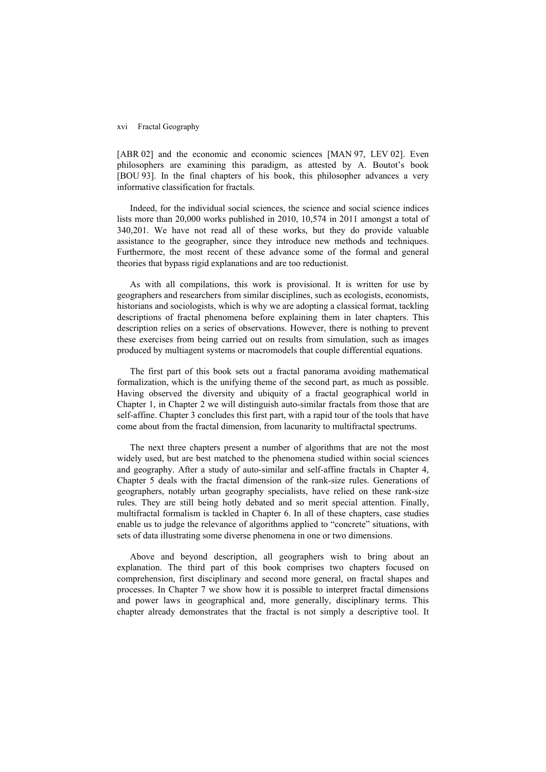[ABR 02] and the economic and economic sciences [MAN 97, LEV 02]. Even philosophers are examining this paradigm, as attested by A. Boutot's book [BOU 93]. In the final chapters of his book, this philosopher advances a very informative classification for fractals.

Indeed, for the individual social sciences, the science and social science indices lists more than 20,000 works published in 2010, 10,574 in 2011 amongst a total of 340,201. We have not read all of these works, but they do provide valuable assistance to the geographer, since they introduce new methods and techniques. Furthermore, the most recent of these advance some of the formal and general theories that bypass rigid explanations and are too reductionist.

As with all compilations, this work is provisional. It is written for use by geographers and researchers from similar disciplines, such as ecologists, economists, historians and sociologists, which is why we are adopting a classical format, tackling descriptions of fractal phenomena before explaining them in later chapters. This description relies on a series of observations. However, there is nothing to prevent these exercises from being carried out on results from simulation, such as images produced by multiagent systems or macromodels that couple differential equations.

The first part of this book sets out a fractal panorama avoiding mathematical formalization, which is the unifying theme of the second part, as much as possible. Having observed the diversity and ubiquity of a fractal geographical world in Chapter 1, in Chapter 2 we will distinguish auto-similar fractals from those that are self-affine. Chapter 3 concludes this first part, with a rapid tour of the tools that have come about from the fractal dimension, from lacunarity to multifractal spectrums.

The next three chapters present a number of algorithms that are not the most widely used, but are best matched to the phenomena studied within social sciences and geography. After a study of auto-similar and self-affine fractals in Chapter 4, Chapter 5 deals with the fractal dimension of the rank-size rules. Generations of geographers, notably urban geography specialists, have relied on these rank-size rules. They are still being hotly debated and so merit special attention. Finally, multifractal formalism is tackled in Chapter 6. In all of these chapters, case studies enable us to judge the relevance of algorithms applied to "concrete" situations, with sets of data illustrating some diverse phenomena in one or two dimensions.

Above and beyond description, all geographers wish to bring about an explanation. The third part of this book comprises two chapters focused on comprehension, first disciplinary and second more general, on fractal shapes and processes. In Chapter 7 we show how it is possible to interpret fractal dimensions and power laws in geographical and, more generally, disciplinary terms. This chapter already demonstrates that the fractal is not simply a descriptive tool. It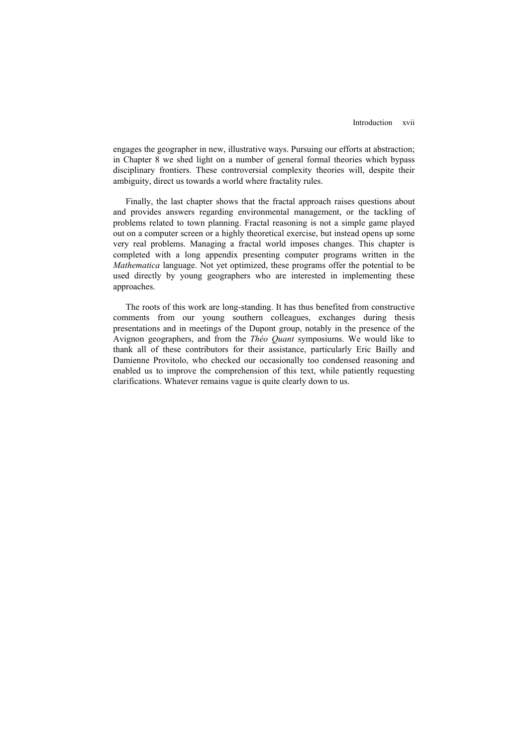engages the geographer in new, illustrative ways. Pursuing our efforts at abstraction; in Chapter 8 we shed light on a number of general formal theories which bypass disciplinary frontiers. These controversial complexity theories will, despite their ambiguity, direct us towards a world where fractality rules.

Finally, the last chapter shows that the fractal approach raises questions about and provides answers regarding environmental management, or the tackling of problems related to town planning. Fractal reasoning is not a simple game played out on a computer screen or a highly theoretical exercise, but instead opens up some very real problems. Managing a fractal world imposes changes. This chapter is completed with a long appendix presenting computer programs written in the *Mathematica* language. Not yet optimized, these programs offer the potential to be used directly by young geographers who are interested in implementing these approaches.

The roots of this work are long-standing. It has thus benefited from constructive comments from our young southern colleagues, exchanges during thesis presentations and in meetings of the Dupont group, notably in the presence of the Avignon geographers, and from the *Théo Quant* symposiums. We would like to thank all of these contributors for their assistance, particularly Eric Bailly and Damienne Provitolo, who checked our occasionally too condensed reasoning and enabled us to improve the comprehension of this text, while patiently requesting clarifications. Whatever remains vague is quite clearly down to us.